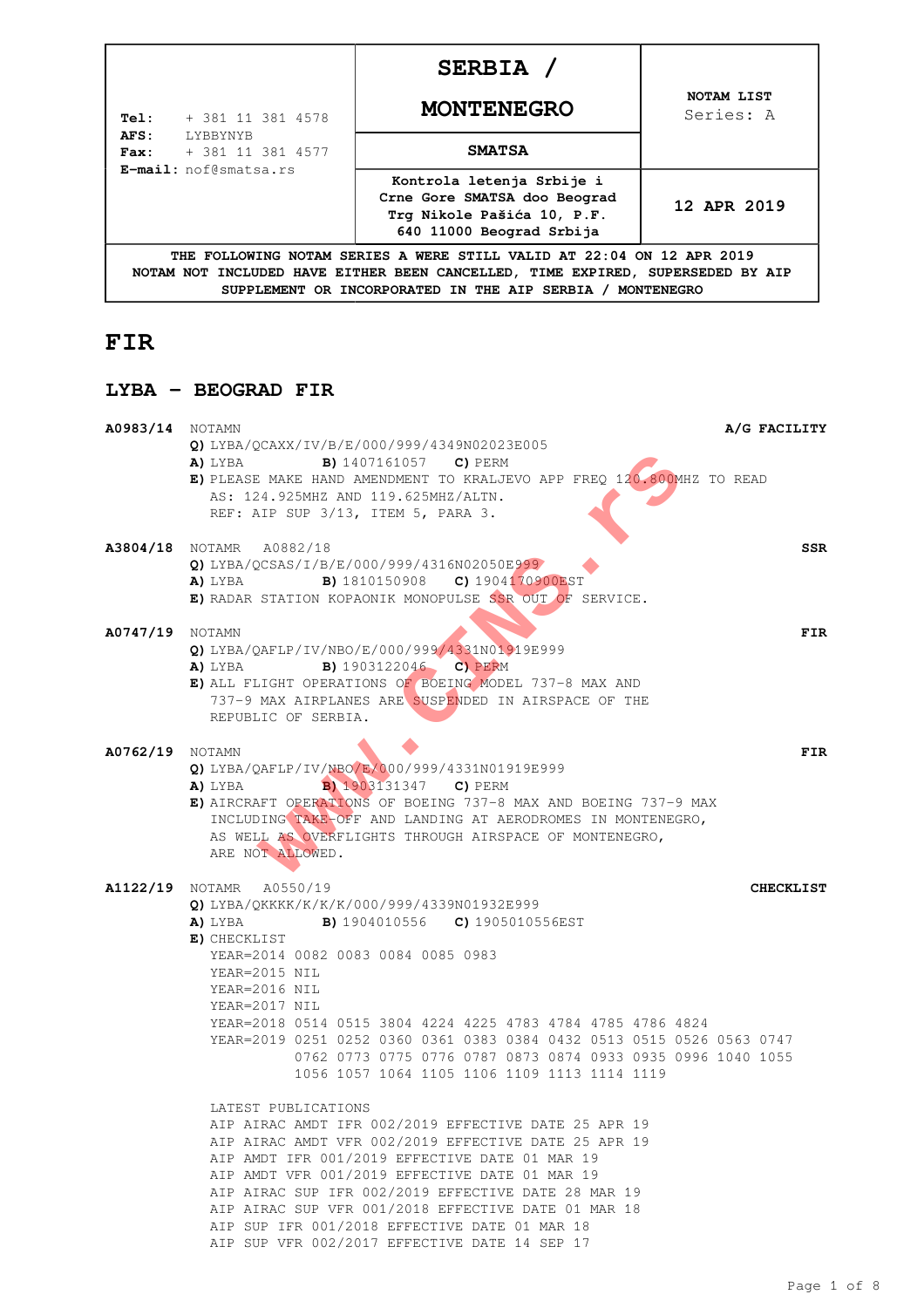| Tel: + 381 11 381 4578<br>AFS: LYBBYNYB<br>Fax: + 381 11 381 4577<br>E-mail: nof@smatsa.rs | **SERBIA / MONTENEGRO** | **NOTAM LIST**<br>Series: A |
|---|---|---|
| | **SMATSA** | |
| | **Kontrola letenja Srbije i Crne Gore SMATSA doo Beograd Trg Nikole Pašića 10, P.F. 640 11000 Beograd Srbija** | **12 APR 2019** |

**THE FOLLOWING NOTAM SERIES A WERE STILL VALID AT 22:04 ON 12 APR 2019 NOTAM NOT INCLUDED HAVE EITHER BEEN CANCELLED, TIME EXPIRED, SUPERSEDED BY AIP SUPPLEMENT OR INCORPORATED IN THE AIP SERBIA / MONTENEGRO**

# FIR

## LYBA - BEOGRAD FIR

**A0983/14** NOTAMN **A/G FACILITY**
**Q)** LYBA/QCAXX/IV/B/E/000/999/4349N02023E005
**A)** LYBA **B)** 1407161057 **C)** PERM
**E)** PLEASE MAKE HAND AMENDMENT TO KRALJEVO APP FREQ 120.800MHZ TO READ
AS: 124.925MHZ AND 119.625MHZ/ALTN.
REF: AIP SUP 3/13, ITEM 5, PARA 3.

**A3804/18** NOTAMR A0882/18 **SSR**
**Q)** LYBA/QCSAS/I/B/E/000/999/4316N02050E999
**A)** LYBA **B)** 1810150908 **C)** 1904170900EST
**E)** RADAR STATION KOPAONIK MONOPULSE SSR OUT OF SERVICE.

**A0747/19** NOTAMN **FIR**
**Q)** LYBA/QAFLP/IV/NBO/E/000/999/4331N01919E999
**A)** LYBA **B)** 1903122046 **C)** PERM
**E)** ALL FLIGHT OPERATIONS OF BOEING MODEL 737-8 MAX AND
737-9 MAX AIRPLANES ARE SUSPENDED IN AIRSPACE OF THE
REPUBLIC OF SERBIA.

**A0762/19** NOTAMN **FIR**
**Q)** LYBA/QAFLP/IV/NBO/E/000/999/4331N01919E999
**A)** LYBA **B)** 1903131347 **C)** PERM
**E)** AIRCRAFT OPERATIONS OF BOEING 737-8 MAX AND BOEING 737-9 MAX
INCLUDING TAKE-OFF AND LANDING AT AERODROMES IN MONTENEGRO,
AS WELL AS OVERFLIGHTS THROUGH AIRSPACE OF MONTENEGRO,
ARE NOT ALLOWED.

**A1122/19** NOTAMR A0550/19 **CHECKLIST**
**Q)** LYBA/QKKKK/K/K/K/000/999/4339N01932E999
**A)** LYBA **B)** 1904010556 **C)** 1905010556EST
**E)** CHECKLIST
YEAR=2014 0082 0083 0084 0085 0983
YEAR=2015 NIL
YEAR=2016 NIL
YEAR=2017 NIL
YEAR=2018 0514 0515 3804 4224 4225 4783 4784 4785 4786 4824
YEAR=2019 0251 0252 0360 0361 0383 0384 0432 0513 0515 0526 0563 0747
0762 0773 0775 0776 0787 0873 0874 0933 0935 0996 1040 1055
1056 1057 1064 1105 1106 1109 1113 1114 1119

LATEST PUBLICATIONS
AIP AIRAC AMDT IFR 002/2019 EFFECTIVE DATE 25 APR 19
AIP AIRAC AMDT VFR 002/2019 EFFECTIVE DATE 25 APR 19
AIP AMDT IFR 001/2019 EFFECTIVE DATE 01 MAR 19
AIP AMDT VFR 001/2019 EFFECTIVE DATE 01 MAR 19
AIP AIRAC SUP IFR 002/2019 EFFECTIVE DATE 28 MAR 19
AIP AIRAC SUP VFR 001/2018 EFFECTIVE DATE 01 MAR 18
AIP SUP IFR 001/2018 EFFECTIVE DATE 01 MAR 18
AIP SUP VFR 002/2017 EFFECTIVE DATE 14 SEP 17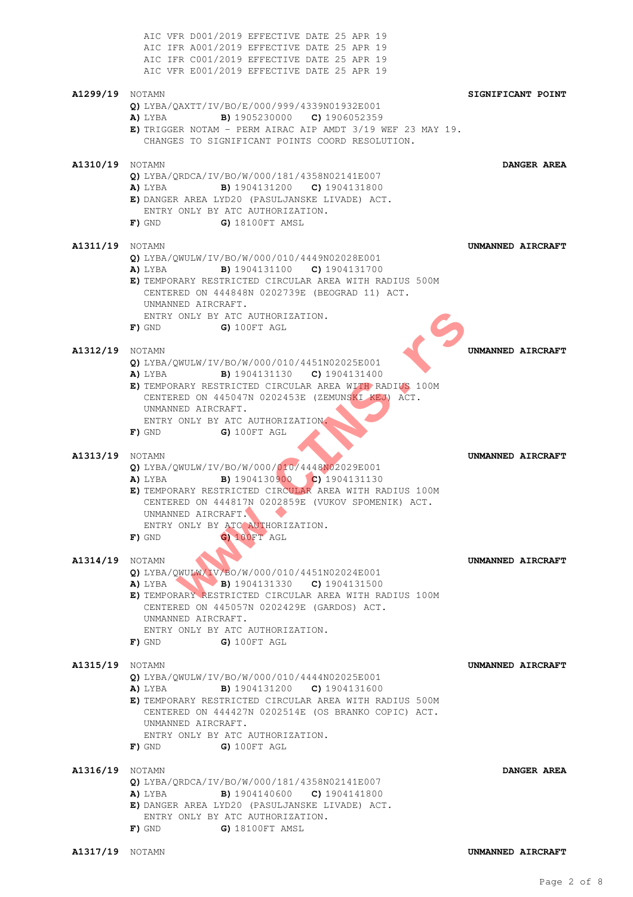AIC VFR D001/2019 EFFECTIVE DATE 25 APR 19
AIC IFR A001/2019 EFFECTIVE DATE 25 APR 19
AIC IFR C001/2019 EFFECTIVE DATE 25 APR 19
AIC VFR E001/2019 EFFECTIVE DATE 25 APR 19

**A1299/19** NOTAMN **SIGNIFICANT POINT**
**Q)** LYBA/QAXTT/IV/BO/E/000/999/4339N01932E001
**A)** LYBA **B)** 1905230000 **C)** 1906052359
**E)** TRIGGER NOTAM - PERM AIRAC AIP AMDT 3/19 WEF 23 MAY 19.
CHANGES TO SIGNIFICANT POINTS COORD RESOLUTION.

**A1310/19** NOTAMN **DANGER AREA**
**Q)** LYBA/QRDCA/IV/BO/W/000/181/4358N02141E007
**A)** LYBA **B)** 1904131200 **C)** 1904131800
**E)** DANGER AREA LYD20 (PASULJANSKE LIVADE) ACT.
ENTRY ONLY BY ATC AUTHORIZATION.
**F)** GND **G)** 18100FT AMSL

**A1311/19** NOTAMN **UNMANNED AIRCRAFT**
**Q)** LYBA/QWULW/IV/BO/W/000/010/4449N02028E001
**A)** LYBA **B)** 1904131100 **C)** 1904131700
**E)** TEMPORARY RESTRICTED CIRCULAR AREA WITH RADIUS 500M
CENTERED ON 444848N 0202739E (BEOGRAD 11) ACT.
UNMANNED AIRCRAFT.
ENTRY ONLY BY ATC AUTHORIZATION.
**F)** GND **G)** 100FT AGL

**A1312/19** NOTAMN **UNMANNED AIRCRAFT**
**Q)** LYBA/QWULW/IV/BO/W/000/010/4451N02025E001
**A)** LYBA **B)** 1904131130 **C)** 1904131400
**E)** TEMPORARY RESTRICTED CIRCULAR AREA WITH RADIUS 100M
CENTERED ON 445047N 0202453E (ZEMUNSKI KEJ) ACT.
UNMANNED AIRCRAFT.
ENTRY ONLY BY ATC AUTHORIZATION.
**F)** GND **G)** 100FT AGL

**A1313/19** NOTAMN **UNMANNED AIRCRAFT**
**Q)** LYBA/QWULW/IV/BO/W/000/010/4448N02029E001
**A)** LYBA **B)** 1904130900 **C)** 1904131130
**E)** TEMPORARY RESTRICTED CIRCULAR AREA WITH RADIUS 100M
CENTERED ON 444817N 0202859E (VUKOV SPOMENIK) ACT.
UNMANNED AIRCRAFT.
ENTRY ONLY BY ATC AUTHORIZATION.
**F)** GND **G)** 100FT AGL

**A1314/19** NOTAMN **UNMANNED AIRCRAFT**
**Q)** LYBA/QWULW/IV/BO/W/000/010/4451N02024E001
**A)** LYBA **B)** 1904131330 **C)** 1904131500
**E)** TEMPORARY RESTRICTED CIRCULAR AREA WITH RADIUS 100M
CENTERED ON 445057N 0202429E (GARDOS) ACT.
UNMANNED AIRCRAFT.
ENTRY ONLY BY ATC AUTHORIZATION.
**F)** GND **G)** 100FT AGL

**A1315/19** NOTAMN **UNMANNED AIRCRAFT**
**Q)** LYBA/QWULW/IV/BO/W/000/010/4444N02025E001
**A)** LYBA **B)** 1904131200 **C)** 1904131600
**E)** TEMPORARY RESTRICTED CIRCULAR AREA WITH RADIUS 500M
CENTERED ON 444427N 0202514E (OS BRANKO COPIC) ACT.
UNMANNED AIRCRAFT.
ENTRY ONLY BY ATC AUTHORIZATION.
**F)** GND **G)** 100FT AGL

**A1316/19** NOTAMN **DANGER AREA**
**Q)** LYBA/QRDCA/IV/BO/W/000/181/4358N02141E007
**A)** LYBA **B)** 1904140600 **C)** 1904141800
**E)** DANGER AREA LYD20 (PASULJANSKE LIVADE) ACT.
ENTRY ONLY BY ATC AUTHORIZATION.
**F)** GND **G)** 18100FT AMSL

**A1317/19** NOTAMN **UNMANNED AIRCRAFT**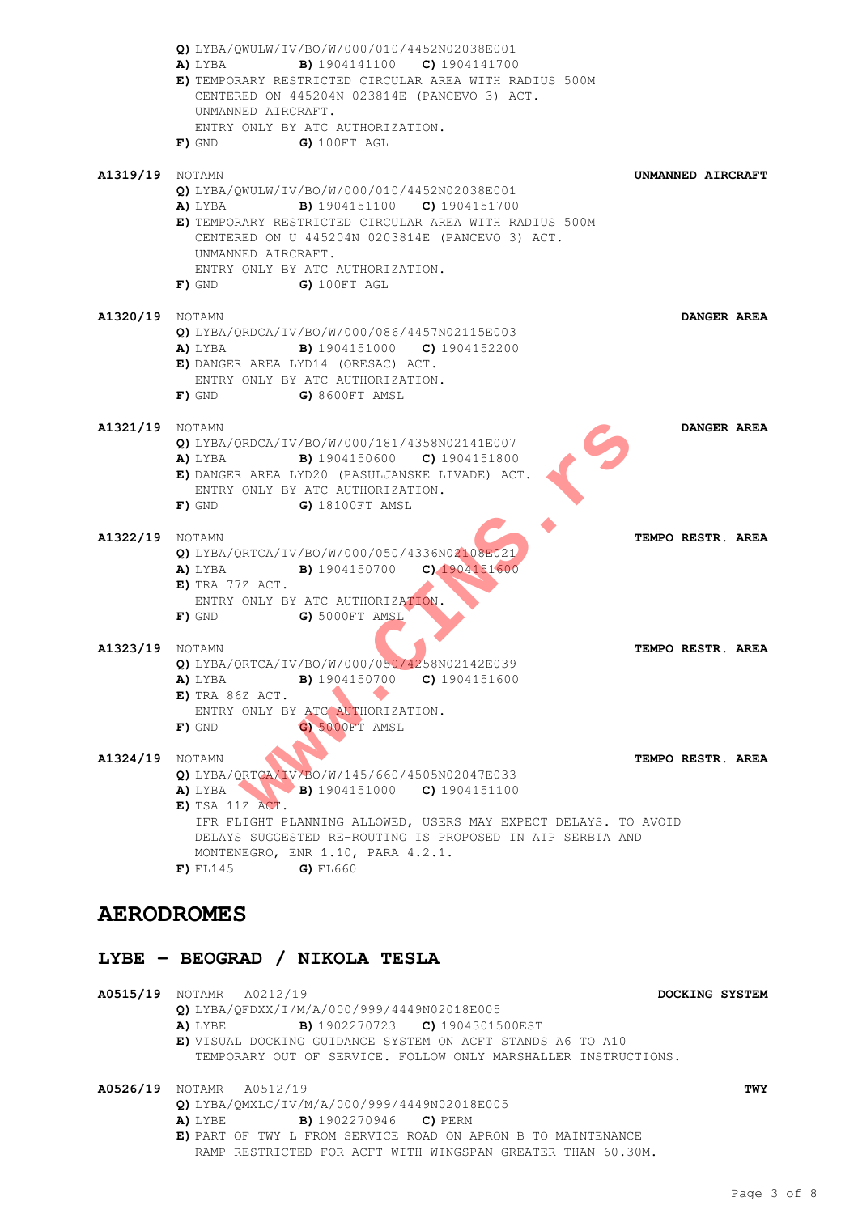**Q)** LYBA/QWULW/IV/BO/W/000/010/4452N02038E001
**A)** LYBA **B)** 1904141100 **C)** 1904141700
**E)** TEMPORARY RESTRICTED CIRCULAR AREA WITH RADIUS 500M
CENTERED ON 445204N 023814E (PANCEVO 3) ACT.
UNMANNED AIRCRAFT.
ENTRY ONLY BY ATC AUTHORIZATION.
**F)** GND **G)** 100FT AGL

**A1319/19** NOTAMN **UNMANNED AIRCRAFT**
**Q)** LYBA/QWULW/IV/BO/W/000/010/4452N02038E001
**A)** LYBA **B)** 1904151100 **C)** 1904151700
**E)** TEMPORARY RESTRICTED CIRCULAR AREA WITH RADIUS 500M
CENTERED ON U 445204N 0203814E (PANCEVO 3) ACT.
UNMANNED AIRCRAFT.
ENTRY ONLY BY ATC AUTHORIZATION.
**F)** GND **G)** 100FT AGL

**A1320/19** NOTAMN **DANGER AREA**
**Q)** LYBA/QRDCA/IV/BO/W/000/086/4457N02115E003
**A)** LYBA **B)** 1904151000 **C)** 1904152200
**E)** DANGER AREA LYD14 (ORESAC) ACT.
ENTRY ONLY BY ATC AUTHORIZATION.
**F)** GND **G)** 8600FT AMSL

**A1321/19** NOTAMN **DANGER AREA**
**Q)** LYBA/QRDCA/IV/BO/W/000/181/4358N02141E007
**A)** LYBA **B)** 1904150600 **C)** 1904151800
**E)** DANGER AREA LYD20 (PASULJANSKE LIVADE) ACT.
ENTRY ONLY BY ATC AUTHORIZATION.
**F)** GND **G)** 18100FT AMSL

**A1322/19** NOTAMN **TEMPO RESTR. AREA**
**Q)** LYBA/QRTCA/IV/BO/W/000/050/4336N02108E021
**A)** LYBA **B)** 1904150700 **C)** 1904151600
**E)** TRA 77Z ACT.
ENTRY ONLY BY ATC AUTHORIZATION.
**F)** GND **G)** 5000FT AMSL

**A1323/19** NOTAMN **TEMPO RESTR. AREA**
**Q)** LYBA/QRTCA/IV/BO/W/000/050/4258N02142E039
**A)** LYBA **B)** 1904150700 **C)** 1904151600
**E)** TRA 86Z ACT.
ENTRY ONLY BY ATC AUTHORIZATION.
**F)** GND **G)** 5000FT AMSL

**A1324/19** NOTAMN **TEMPO RESTR. AREA**
**Q)** LYBA/QRTCA/IV/BO/W/145/660/4505N02047E033
**A)** LYBA **B)** 1904151000 **C)** 1904151100
**E)** TSA 11Z ACT.
IFR FLIGHT PLANNING ALLOWED, USERS MAY EXPECT DELAYS. TO AVOID
DELAYS SUGGESTED RE-ROUTING IS PROPOSED IN AIP SERBIA AND
MONTENEGRO, ENR 1.10, PARA 4.2.1.
**F)** FL145 **G)** FL660

# AERODROMES

## LYBE – BEOGRAD / NIKOLA TESLA

**A0515/19** NOTAMR A0212/19 **DOCKING SYSTEM**
**Q)** LYBA/QFDXX/I/M/A/000/999/4449N02018E005
**A)** LYBE **B)** 1902270723 **C)** 1904301500EST
**E)** VISUAL DOCKING GUIDANCE SYSTEM ON ACFT STANDS A6 TO A10
TEMPORARY OUT OF SERVICE. FOLLOW ONLY MARSHALLER INSTRUCTIONS.

**A0526/19** NOTAMR A0512/19 **TWY**
**Q)** LYBA/QMXLC/IV/M/A/000/999/4449N02018E005
**A)** LYBE **B)** 1902270946 **C)** PERM
**E)** PART OF TWY L FROM SERVICE ROAD ON APRON B TO MAINTENANCE
RAMP RESTRICTED FOR ACFT WITH WINGSPAN GREATER THAN 60.30M.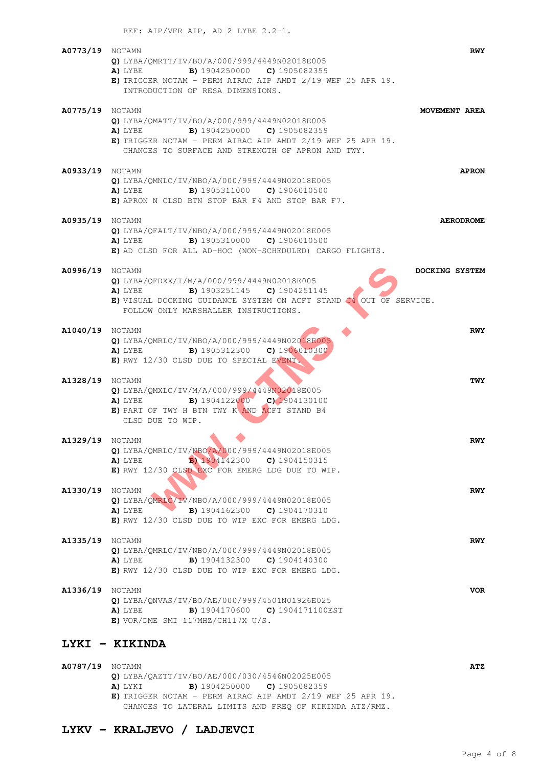REF: AIP/VFR AIP, AD 2 LYBE 2.2-1.

**A0773/19** NOTAMN **RWY**
**Q)** LYBA/QMRTT/IV/BO/A/000/999/4449N02018E005
**A)** LYBE **B)** 1904250000 **C)** 1905082359
**E)** TRIGGER NOTAM - PERM AIRAC AIP AMDT 2/19 WEF 25 APR 19.
INTRODUCTION OF RESA DIMENSIONS.

**A0775/19** NOTAMN **MOVEMENT AREA**
**Q)** LYBA/QMATT/IV/BO/A/000/999/4449N02018E005
**A)** LYBE **B)** 1904250000 **C)** 1905082359
**E)** TRIGGER NOTAM - PERM AIRAC AIP AMDT 2/19 WEF 25 APR 19.
CHANGES TO SURFACE AND STRENGTH OF APRON AND TWY.

**A0933/19** NOTAMN **APRON**
**Q)** LYBA/QMNLC/IV/NBO/A/000/999/4449N02018E005
**A)** LYBE **B)** 1905311000 **C)** 1906010500
**E)** APRON N CLSD BTN STOP BAR F4 AND STOP BAR F7.

**A0935/19** NOTAMN **AERODROME**
**Q)** LYBA/QFALT/IV/NBO/A/000/999/4449N02018E005
**A)** LYBE **B)** 1905310000 **C)** 1906010500
**E)** AD CLSD FOR ALL AD-HOC (NON-SCHEDULED) CARGO FLIGHTS.

**A0996/19** NOTAMN **DOCKING SYSTEM**
**Q)** LYBA/QFDXX/I/M/A/000/999/4449N02018E005
**A)** LYBE **B)** 1903251145 **C)** 1904251145
**E)** VISUAL DOCKING GUIDANCE SYSTEM ON ACFT STAND C4 OUT OF SERVICE.
FOLLOW ONLY MARSHALLER INSTRUCTIONS.

**A1040/19** NOTAMN **RWY**
**Q)** LYBA/QMRLC/IV/NBO/A/000/999/4449N02018E005
**A)** LYBE **B)** 1905312300 **C)** 1906010300
**E)** RWY 12/30 CLSD DUE TO SPECIAL EVENT.

**A1328/19** NOTAMN **TWY**
**Q)** LYBA/QMXLC/IV/M/A/000/999/4449N02018E005
**A)** LYBE **B)** 1904122000 **C)** 1904130100
**E)** PART OF TWY H BTN TWY K AND ACFT STAND B4
CLSD DUE TO WIP.

**A1329/19** NOTAMN **RWY**
**Q)** LYBA/QMRLC/IV/NBO/A/000/999/4449N02018E005
**A)** LYBE **B)** 1904142300 **C)** 1904150315
**E)** RWY 12/30 CLSD EXC FOR EMERG LDG DUE TO WIP.

**A1330/19** NOTAMN **RWY**
**Q)** LYBA/QMRLC/IV/NBO/A/000/999/4449N02018E005
**A)** LYBE **B)** 1904162300 **C)** 1904170310
**E)** RWY 12/30 CLSD DUE TO WIP EXC FOR EMERG LDG.

**A1335/19** NOTAMN **RWY**
**Q)** LYBA/QMRLC/IV/NBO/A/000/999/4449N02018E005
**A)** LYBE **B)** 1904132300 **C)** 1904140300
**E)** RWY 12/30 CLSD DUE TO WIP EXC FOR EMERG LDG.

**A1336/19** NOTAMN **VOR**
**Q)** LYBA/QNVAS/IV/BO/AE/000/999/4501N01926E025
**A)** LYBE **B)** 1904170600 **C)** 1904171100EST
**E)** VOR/DME SMI 117MHZ/CH117X U/S.

## LYKI - KIKINDA

**A0787/19** NOTAMN **ATZ**
**Q)** LYBA/QAZTT/IV/BO/AE/000/030/4546N02025E005
**A)** LYKI **B)** 1904250000 **C)** 1905082359
**E)** TRIGGER NOTAM - PERM AIRAC AIP AMDT 2/19 WEF 25 APR 19.
CHANGES TO LATERAL LIMITS AND FREQ OF KIKINDA ATZ/RMZ.

## LYKV - KRALJEVO / LADJEVCI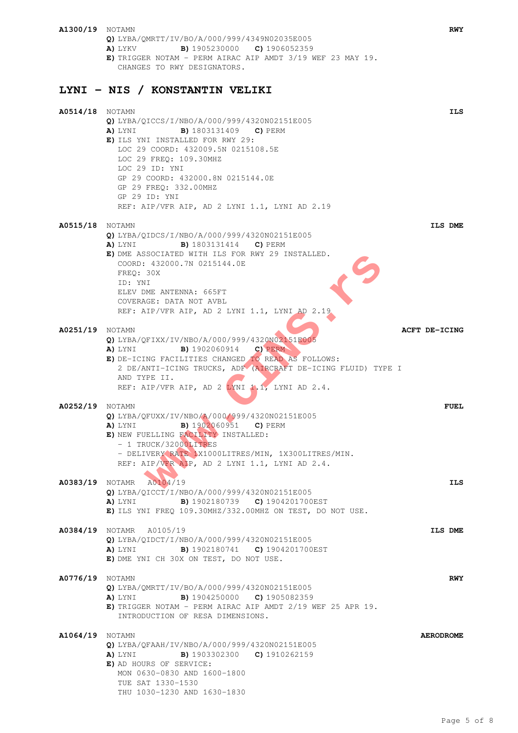**A1300/19** NOTAMN **RWY**

**Q)** LYBA/QMRTT/IV/BO/A/000/999/4349N02035E005
**A)** LYKV **B)** 1905230000 **C)** 1906052359
**E)** TRIGGER NOTAM - PERM AIRAC AIP AMDT 3/19 WEF 23 MAY 19.
CHANGES TO RWY DESIGNATORS.

## LYNI – NIS / KONSTANTIN VELIKI

**A0514/18** NOTAMN **ILS**

**Q)** LYBA/QICCS/I/NBO/A/000/999/4320N02151E005
**A)** LYNI **B)** 1803131409 **C)** PERM
**E)** ILS YNI INSTALLED FOR RWY 29:
LOC 29 COORD: 432009.5N 0215108.5E
LOC 29 FREQ: 109.30MHZ
LOC 29 ID: YNI
GP 29 COORD: 432000.8N 0215144.0E
GP 29 FREQ: 332.00MHZ
GP 29 ID: YNI
REF: AIP/VFR AIP, AD 2 LYNI 1.1, LYNI AD 2.19

**A0515/18** NOTAMN **ILS DME**

**Q)** LYBA/QIDCS/I/NBO/A/000/999/4320N02151E005
**A)** LYNI **B)** 1803131414 **C)** PERM
**E)** DME ASSOCIATED WITH ILS FOR RWY 29 INSTALLED.
COORD: 432000.7N 0215144.0E
FREQ: 30X
ID: YNI
ELEV DME ANTENNA: 665FT
COVERAGE: DATA NOT AVBL
REF: AIP/VFR AIP, AD 2 LYNI 1.1, LYNI AD 2.19

**A0251/19** NOTAMN **ACFT DE-ICING**

**Q)** LYBA/QFIXX/IV/NBO/A/000/999/4320N02151E005
**A)** LYNI **B)** 1902060914 **C)** PERM
**E)** DE-ICING FACILITIES CHANGED TO READ AS FOLLOWS:
2 DE/ANTI-ICING TRUCKS, ADF (AIRCRAFT DE-ICING FLUID) TYPE I
AND TYPE II.
REF: AIP/VFR AIP, AD 2 LYNI 1.1, LYNI AD 2.4.

**A0252/19** NOTAMN **FUEL**

**Q)** LYBA/QFUXX/IV/NBO/A/000/999/4320N02151E005
**A)** LYNI **B)** 1902060951 **C)** PERM
**E)** NEW FUELLING FACILITY INSTALLED:
- 1 TRUCK/32000LITRES
- DELIVERY RATE 1X1000LITRES/MIN, 1X300LITRES/MIN.
REF: AIP/VFR AIP, AD 2 LYNI 1.1, LYNI AD 2.4.

**A0383/19** NOTAMR A0104/19 **ILS**

**Q)** LYBA/QICCT/I/NBO/A/000/999/4320N02151E005
**A)** LYNI **B)** 1902180739 **C)** 1904201700EST
**E)** ILS YNI FREQ 109.30MHZ/332.00MHZ ON TEST, DO NOT USE.

**A0384/19** NOTAMR A0105/19 **ILS DME**

**Q)** LYBA/QIDCT/I/NBO/A/000/999/4320N02151E005
**A)** LYNI **B)** 1902180741 **C)** 1904201700EST
**E)** DME YNI CH 30X ON TEST, DO NOT USE.

**A0776/19** NOTAMN **RWY**

**Q)** LYBA/QMRTT/IV/BO/A/000/999/4320N02151E005
**A)** LYNI **B)** 1904250000 **C)** 1905082359
**E)** TRIGGER NOTAM - PERM AIRAC AIP AMDT 2/19 WEF 25 APR 19.
INTRODUCTION OF RESA DIMENSIONS.

**A1064/19** NOTAMN **AERODROME**

**Q)** LYBA/QFAAH/IV/NBO/A/000/999/4320N02151E005
**A)** LYNI **B)** 1903302300 **C)** 1910262159
**E)** AD HOURS OF SERVICE:
MON 0630-0830 AND 1600-1800
TUE SAT 1330-1530
THU 1030-1230 AND 1630-1830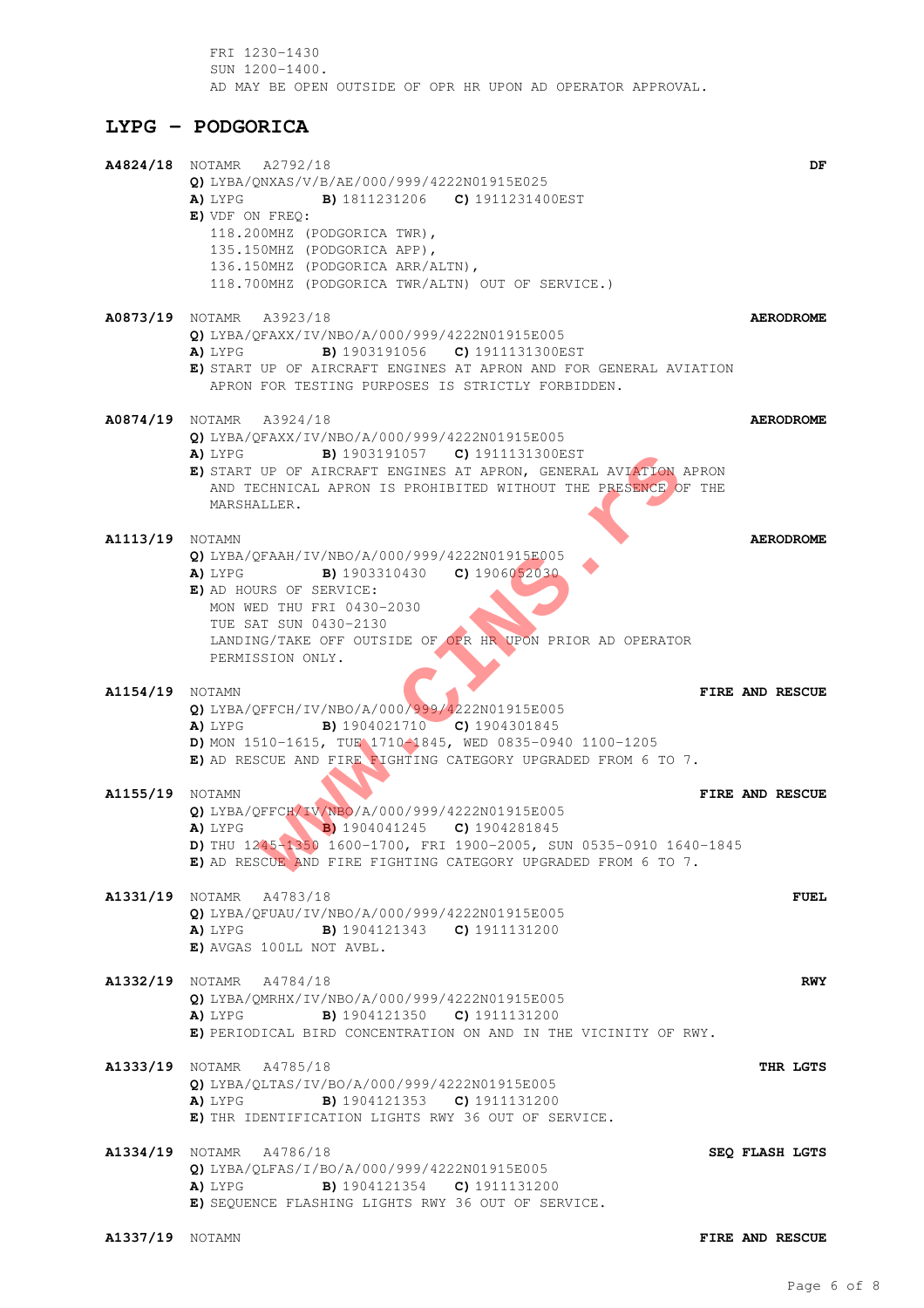FRI 1230-1430
SUN 1200-1400.
AD MAY BE OPEN OUTSIDE OF OPR HR UPON AD OPERATOR APPROVAL.

## LYPG – PODGORICA

**A4824/18** NOTAMR A2792/18 **DF**
**Q)** LYBA/QNXAS/V/B/AE/000/999/4222N01915E025
**A)** LYPG **B)** 1811231206 **C)** 1911231400EST
**E)** VDF ON FREQ:
118.200MHZ (PODGORICA TWR),
135.150MHZ (PODGORICA APP),
136.150MHZ (PODGORICA ARR/ALTN),
118.700MHZ (PODGORICA TWR/ALTN) OUT OF SERVICE.)

**A0873/19** NOTAMR A3923/18 **AERODROME**
**Q)** LYBA/QFAXX/IV/NBO/A/000/999/4222N01915E005
**A)** LYPG **B)** 1903191056 **C)** 1911131300EST
**E)** START UP OF AIRCRAFT ENGINES AT APRON AND FOR GENERAL AVIATION APRON FOR TESTING PURPOSES IS STRICTLY FORBIDDEN.

**A0874/19** NOTAMR A3924/18 **AERODROME**
**Q)** LYBA/QFAXX/IV/NBO/A/000/999/4222N01915E005
**A)** LYPG **B)** 1903191057 **C)** 1911131300EST
**E)** START UP OF AIRCRAFT ENGINES AT APRON, GENERAL AVIATION APRON AND TECHNICAL APRON IS PROHIBITED WITHOUT THE PRESENCE OF THE MARSHALLER.

**A1113/19** NOTAMN **AERODROME**
**Q)** LYBA/QFAAH/IV/NBO/A/000/999/4222N01915E005
**A)** LYPG **B)** 1903310430 **C)** 1906052030
**E)** AD HOURS OF SERVICE:
MON WED THU FRI 0430-2030
TUE SAT SUN 0430-2130
LANDING/TAKE OFF OUTSIDE OF OPR HR UPON PRIOR AD OPERATOR PERMISSION ONLY.

**A1154/19** NOTAMN **FIRE AND RESCUE**
**Q)** LYBA/QFFCH/IV/NBO/A/000/999/4222N01915E005
**A)** LYPG **B)** 1904021710 **C)** 1904301845
**D)** MON 1510-1615, TUE 1710-1845, WED 0835-0940 1100-1205
**E)** AD RESCUE AND FIRE FIGHTING CATEGORY UPGRADED FROM 6 TO 7.

**A1155/19** NOTAMN **FIRE AND RESCUE**
**Q)** LYBA/QFFCH/IV/NBO/A/000/999/4222N01915E005
**A)** LYPG **B)** 1904041245 **C)** 1904281845
**D)** THU 1245-1350 1600-1700, FRI 1900-2005, SUN 0535-0910 1640-1845
**E)** AD RESCUE AND FIRE FIGHTING CATEGORY UPGRADED FROM 6 TO 7.

**A1331/19** NOTAMR A4783/18 **FUEL**
**Q)** LYBA/QFUAU/IV/NBO/A/000/999/4222N01915E005
**A)** LYPG **B)** 1904121343 **C)** 1911131200
**E)** AVGAS 100LL NOT AVBL.

**A1332/19** NOTAMR A4784/18 **RWY**
**Q)** LYBA/QMRHX/IV/NBO/A/000/999/4222N01915E005
**A)** LYPG **B)** 1904121350 **C)** 1911131200
**E)** PERIODICAL BIRD CONCENTRATION ON AND IN THE VICINITY OF RWY.

**A1333/19** NOTAMR A4785/18 **THR LGTS**
**Q)** LYBA/QLTAS/IV/BO/A/000/999/4222N01915E005
**A)** LYPG **B)** 1904121353 **C)** 1911131200
**E)** THR IDENTIFICATION LIGHTS RWY 36 OUT OF SERVICE.

**A1334/19** NOTAMR A4786/18 **SEQ FLASH LGTS**
**Q)** LYBA/QLFAS/I/BO/A/000/999/4222N01915E005
**A)** LYPG **B)** 1904121354 **C)** 1911131200
**E)** SEQUENCE FLASHING LIGHTS RWY 36 OUT OF SERVICE.

**A1337/19** NOTAMN **FIRE AND RESCUE**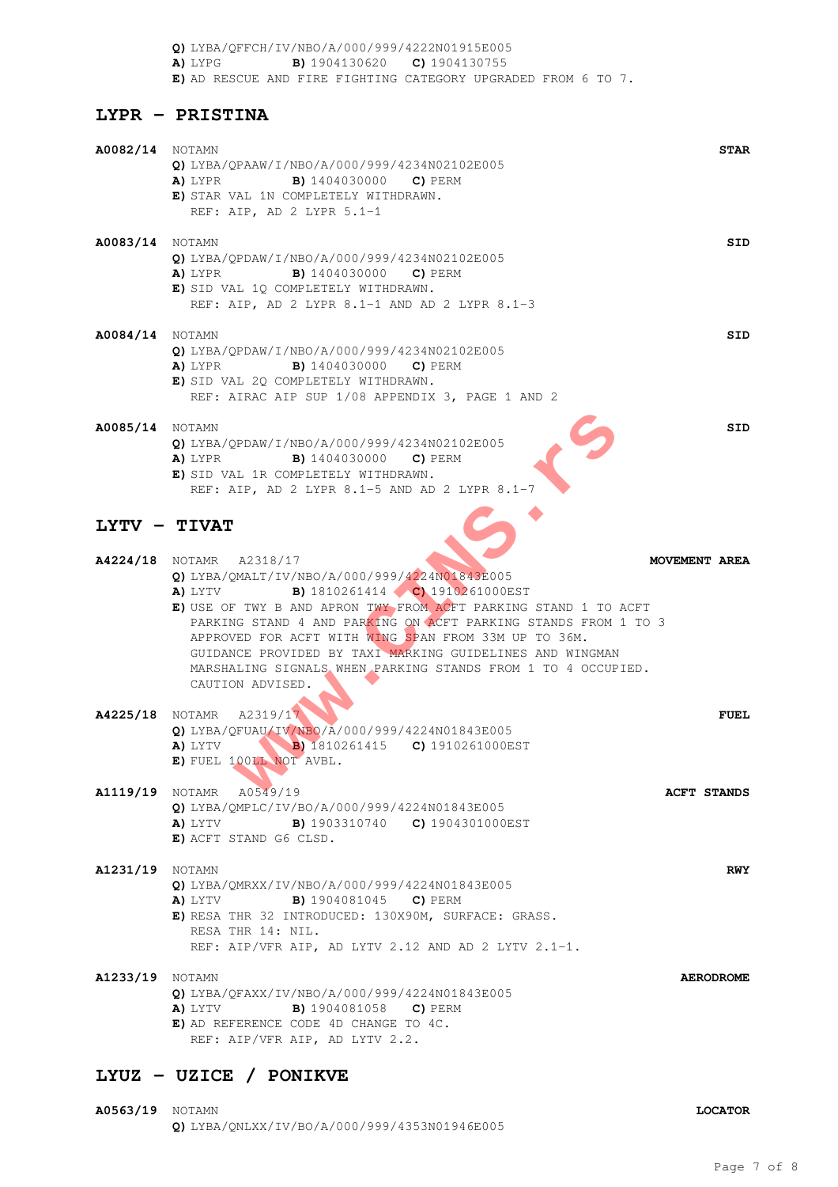**Q)** LYBA/QFFCH/IV/NBO/A/000/999/4222N01915E005
**A)** LYPG **B)** 1904130620 **C)** 1904130755
**E)** AD RESCUE AND FIRE FIGHTING CATEGORY UPGRADED FROM 6 TO 7.

## LYPR – PRISTINA

**A0082/14** NOTAMN **STAR**
**Q)** LYBA/QPAAW/I/NBO/A/000/999/4234N02102E005
**A)** LYPR **B)** 1404030000 **C)** PERM
**E)** STAR VAL 1N COMPLETELY WITHDRAWN.
REF: AIP, AD 2 LYPR 5.1-1

**A0083/14** NOTAMN **SID**
**Q)** LYBA/QPDAW/I/NBO/A/000/999/4234N02102E005
**A)** LYPR **B)** 1404030000 **C)** PERM
**E)** SID VAL 1Q COMPLETELY WITHDRAWN.
REF: AIP, AD 2 LYPR 8.1-1 AND AD 2 LYPR 8.1-3

**A0084/14** NOTAMN **SID**
**Q)** LYBA/QPDAW/I/NBO/A/000/999/4234N02102E005
**A)** LYPR **B)** 1404030000 **C)** PERM
**E)** SID VAL 2Q COMPLETELY WITHDRAWN.
REF: AIRAC AIP SUP 1/08 APPENDIX 3, PAGE 1 AND 2

**A0085/14** NOTAMN **SID**
**Q)** LYBA/QPDAW/I/NBO/A/000/999/4234N02102E005
**A)** LYPR **B)** 1404030000 **C)** PERM
**E)** SID VAL 1R COMPLETELY WITHDRAWN.
REF: AIP, AD 2 LYPR 8.1-5 AND AD 2 LYPR 8.1-7

## LYTV – TIVAT

**A4224/18** NOTAMR A2318/17 **MOVEMENT AREA**
**Q)** LYBA/QMALT/IV/NBO/A/000/999/4224N01843E005
**A)** LYTV **B)** 1810261414 **C)** 1910261000EST
**E)** USE OF TWY B AND APRON TWY FROM ACFT PARKING STAND 1 TO ACFT PARKING STAND 4 AND PARKING ON ACFT PARKING STANDS FROM 1 TO 3 APPROVED FOR ACFT WITH WING SPAN FROM 33M UP TO 36M.
GUIDANCE PROVIDED BY TAXI MARKING GUIDELINES AND WINGMAN MARSHALING SIGNALS WHEN PARKING STANDS FROM 1 TO 4 OCCUPIED.
CAUTION ADVISED.

**A4225/18** NOTAMR A2319/17 **FUEL**
**Q)** LYBA/QFUAU/IV/NBO/A/000/999/4224N01843E005
**A)** LYTV **B)** 1810261415 **C)** 1910261000EST
**E)** FUEL 100LL NOT AVBL.

**A1119/19** NOTAMR A0549/19 **ACFT STANDS**
**Q)** LYBA/QMPLC/IV/BO/A/000/999/4224N01843E005
**A)** LYTV **B)** 1903310740 **C)** 1904301000EST
**E)** ACFT STAND G6 CLSD.

**A1231/19** NOTAMN **RWY**
**Q)** LYBA/QMRXX/IV/NBO/A/000/999/4224N01843E005
**A)** LYTV **B)** 1904081045 **C)** PERM
**E)** RESA THR 32 INTRODUCED: 130X90M, SURFACE: GRASS.
RESA THR 14: NIL.
REF: AIP/VFR AIP, AD LYTV 2.12 AND AD 2 LYTV 2.1-1.

**A1233/19** NOTAMN **AERODROME**
**Q)** LYBA/QFAXX/IV/NBO/A/000/999/4224N01843E005
**A)** LYTV **B)** 1904081058 **C)** PERM
**E)** AD REFERENCE CODE 4D CHANGE TO 4C.
REF: AIP/VFR AIP, AD LYTV 2.2.

## LYUZ – UZICE / PONIKVE

**A0563/19** NOTAMN **LOCATOR**
**Q)** LYBA/QNLXX/IV/BO/A/000/999/4353N01946E005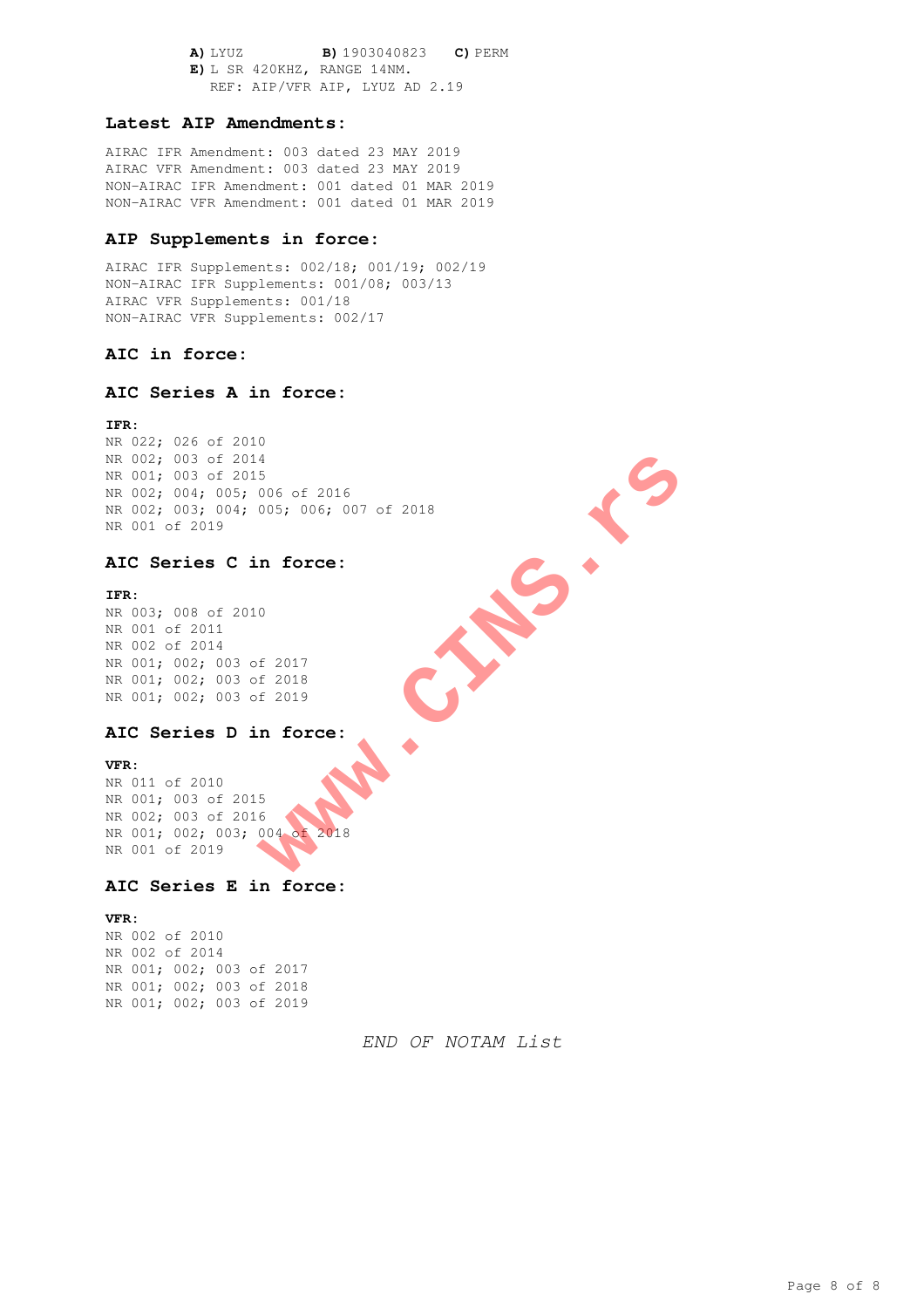**A)** LYUZ **B)** 1903040823 **C)** PERM
**E)** L SR 420KHZ, RANGE 14NM.
REF: AIP/VFR AIP, LYUZ AD 2.19

## Latest AIP Amendments:

AIRAC IFR Amendment: 003 dated 23 MAY 2019
AIRAC VFR Amendment: 003 dated 23 MAY 2019
NON-AIRAC IFR Amendment: 001 dated 01 MAR 2019
NON-AIRAC VFR Amendment: 001 dated 01 MAR 2019

## AIP Supplements in force:

AIRAC IFR Supplements: 002/18; 001/19; 002/19
NON-AIRAC IFR Supplements: 001/08; 003/13
AIRAC VFR Supplements: 001/18
NON-AIRAC VFR Supplements: 002/17

## AIC in force:

## AIC Series A in force:

**IFR:**
NR 022; 026 of 2010
NR 002; 003 of 2014
NR 001; 003 of 2015
NR 002; 004; 005; 006 of 2016
NR 002; 003; 004; 005; 006; 007 of 2018
NR 001 of 2019

## AIC Series C in force:

**IFR:**
NR 003; 008 of 2010
NR 001 of 2011
NR 002 of 2014
NR 001; 002; 003 of 2017
NR 001; 002; 003 of 2018
NR 001; 002; 003 of 2019

## AIC Series D in force:

**VFR:**
NR 011 of 2010
NR 001; 003 of 2015
NR 002; 003 of 2016
NR 001; 002; 003; 004 of 2018
NR 001 of 2019

## AIC Series E in force:

**VFR:**
NR 002 of 2010
NR 002 of 2014
NR 001; 002; 003 of 2017
NR 001; 002; 003 of 2018
NR 001; 002; 003 of 2019

*END OF NOTAM List*